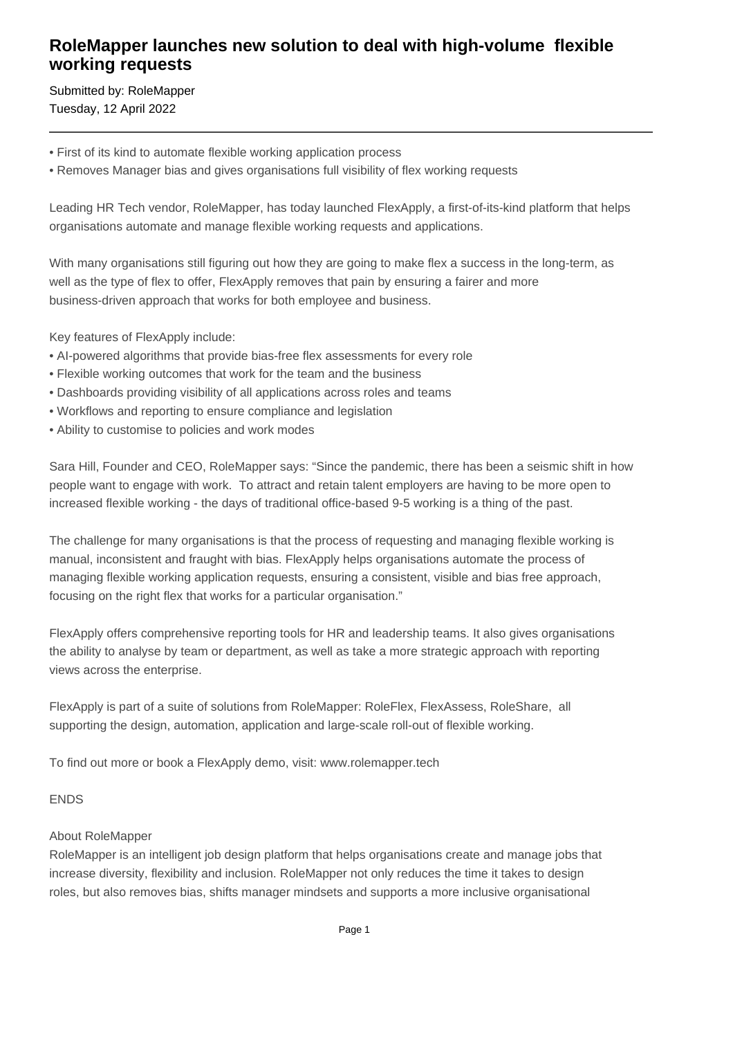# RoleMapper launches new solution to deal with high-volume flexible working requests

Submitted by: RoleMapper
Tuesday, 12 April 2022

---

- First of its kind to automate flexible working application process
- Removes Manager bias and gives organisations full visibility of flex working requests

Leading HR Tech vendor, RoleMapper, has today launched FlexApply, a first-of-its-kind platform that helps organisations automate and manage flexible working requests and applications.

With many organisations still figuring out how they are going to make flex a success in the long-term, as well as the type of flex to offer, FlexApply removes that pain by ensuring a fairer and more business-driven approach that works for both employee and business.

Key features of FlexApply include:
- AI-powered algorithms that provide bias-free flex assessments for every role
- Flexible working outcomes that work for the team and the business
- Dashboards providing visibility of all applications across roles and teams
- Workflows and reporting to ensure compliance and legislation
- Ability to customise to policies and work modes

Sara Hill, Founder and CEO, RoleMapper says: "Since the pandemic, there has been a seismic shift in how people want to engage with work. To attract and retain talent employers are having to be more open to increased flexible working - the days of traditional office-based 9-5 working is a thing of the past.

The challenge for many organisations is that the process of requesting and managing flexible working is manual, inconsistent and fraught with bias. FlexApply helps organisations automate the process of managing flexible working application requests, ensuring a consistent, visible and bias free approach, focusing on the right flex that works for a particular organisation."

FlexApply offers comprehensive reporting tools for HR and leadership teams. It also gives organisations the ability to analyse by team or department, as well as take a more strategic approach with reporting views across the enterprise.

FlexApply is part of a suite of solutions from RoleMapper: RoleFlex, FlexAssess, RoleShare, all supporting the design, automation, application and large-scale roll-out of flexible working.

To find out more or book a FlexApply demo, visit: www.rolemapper.tech

ENDS

About RoleMapper
RoleMapper is an intelligent job design platform that helps organisations create and manage jobs that increase diversity, flexibility and inclusion. RoleMapper not only reduces the time it takes to design roles, but also removes bias, shifts manager mindsets and supports a more inclusive organisational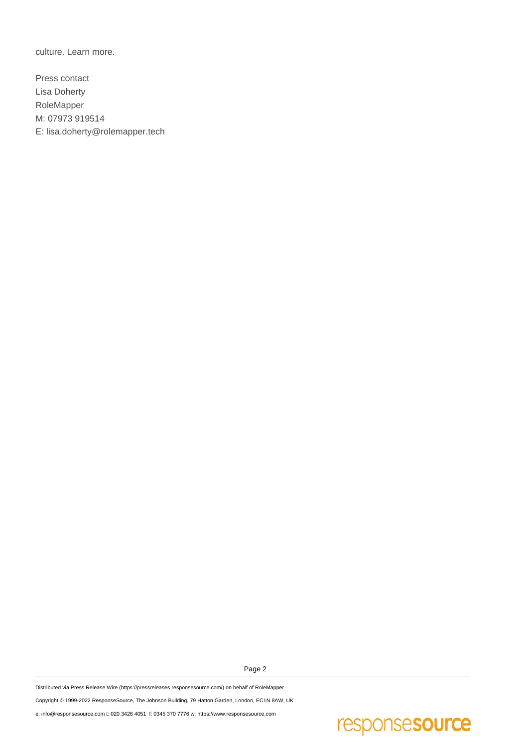culture. Learn more.

Press contact
Lisa Doherty
RoleMapper
M: 07973 919514
E: lisa.doherty@rolemapper.tech